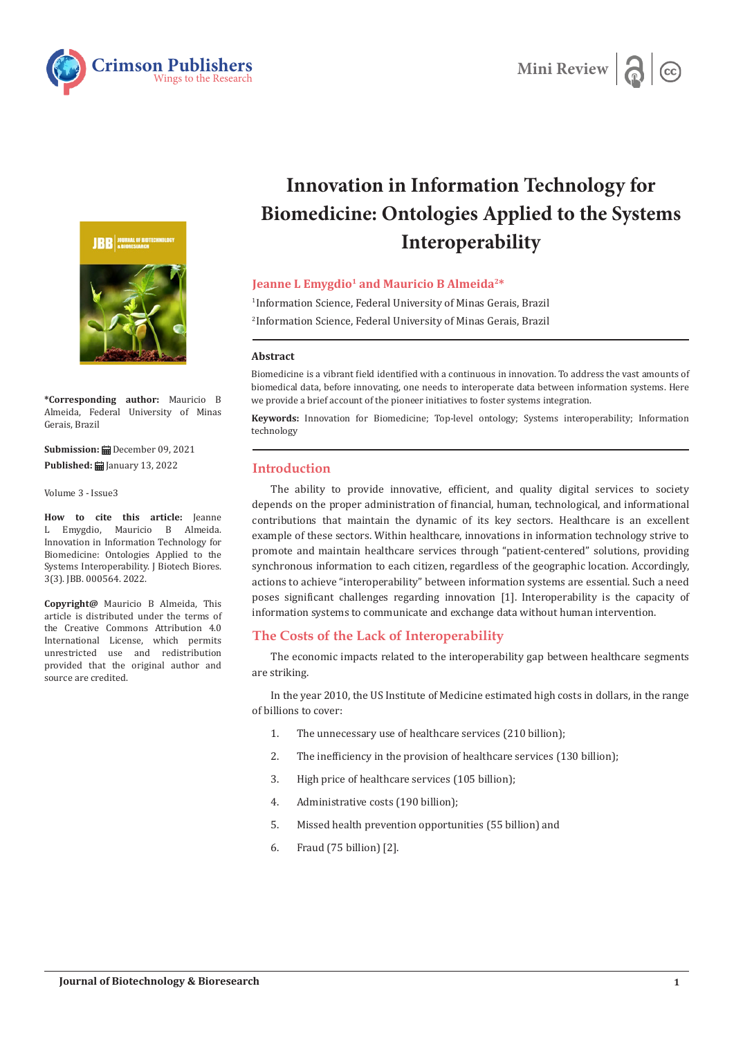Mini Review

# Innovation in Information Technology for Biomedicine: Ontologies Applied to the Systems Interoperability

**Jeanne L Emygdio[1] and Mauricio B Almeida[2]***

[1]Information Science, Federal University of Minas Gerais, Brazil

[2]Information Science, Federal University of Minas Gerais, Brazil

**\*Corresponding author:** Mauricio B Almeida, Federal University of Minas Gerais, Brazil

**Submission:** December 09, 2021

**Published:** January 13, 2022

Volume 3 - Issue3

**How to cite this article:** Jeanne L Emygdio, Mauricio B Almeida. Innovation in Information Technology for Biomedicine: Ontologies Applied to the Systems Interoperability. J Biotech Biores. 3(3). JBB. 000564. 2022.

**Copyright@** Mauricio B Almeida, This article is distributed under the terms of the Creative Commons Attribution 4.0 International License, which permits unrestricted use and redistribution provided that the original author and source are credited.

## Abstract

Biomedicine is a vibrant field identified with a continuous in innovation. To address the vast amounts of biomedical data, before innovating, one needs to interoperate data between information systems. Here we provide a brief account of the pioneer initiatives to foster systems integration.

**Keywords:** Innovation for Biomedicine; Top-level ontology; Systems interoperability; Information technology

## Introduction

The ability to provide innovative, efficient, and quality digital services to society depends on the proper administration of financial, human, technological, and informational contributions that maintain the dynamic of its key sectors. Healthcare is an excellent example of these sectors. Within healthcare, innovations in information technology strive to promote and maintain healthcare services through "patient-centered" solutions, providing synchronous information to each citizen, regardless of the geographic location. Accordingly, actions to achieve "interoperability" between information systems are essential. Such a need poses significant challenges regarding innovation [1]. Interoperability is the capacity of information systems to communicate and exchange data without human intervention.

## The Costs of the Lack of Interoperability

The economic impacts related to the interoperability gap between healthcare segments are striking.

In the year 2010, the US Institute of Medicine estimated high costs in dollars, in the range of billions to cover:

1. The unnecessary use of healthcare services (210 billion);
2. The inefficiency in the provision of healthcare services (130 billion);
3. High price of healthcare services (105 billion);
4. Administrative costs (190 billion);
5. Missed health prevention opportunities (55 billion) and
6. Fraud (75 billion) [2].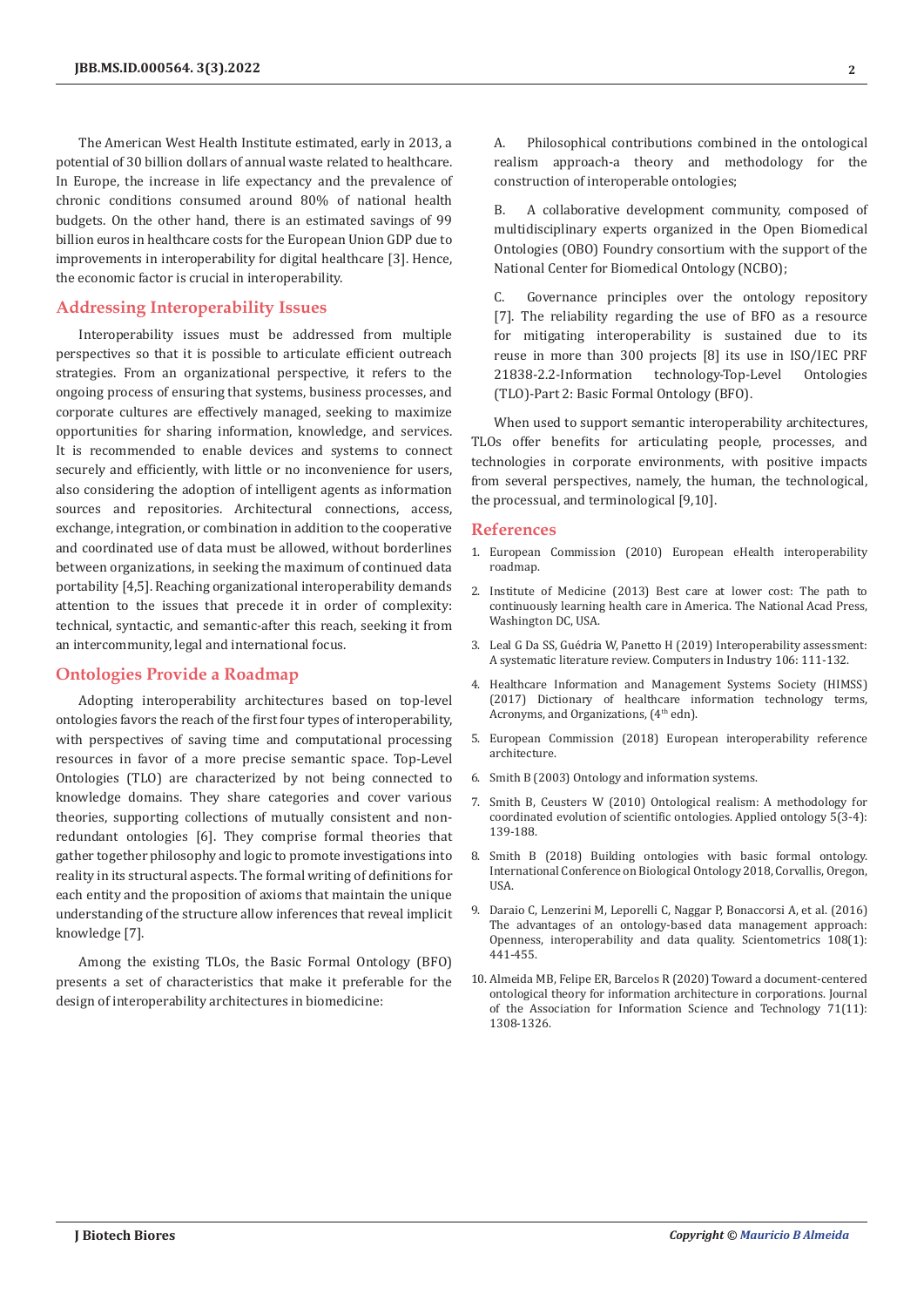The American West Health Institute estimated, early in 2013, a potential of 30 billion dollars of annual waste related to healthcare. In Europe, the increase in life expectancy and the prevalence of chronic conditions consumed around 80% of national health budgets. On the other hand, there is an estimated savings of 99 billion euros in healthcare costs for the European Union GDP due to improvements in interoperability for digital healthcare [3]. Hence, the economic factor is crucial in interoperability.

## Addressing Interoperability Issues

Interoperability issues must be addressed from multiple perspectives so that it is possible to articulate efficient outreach strategies. From an organizational perspective, it refers to the ongoing process of ensuring that systems, business processes, and corporate cultures are effectively managed, seeking to maximize opportunities for sharing information, knowledge, and services. It is recommended to enable devices and systems to connect securely and efficiently, with little or no inconvenience for users, also considering the adoption of intelligent agents as information sources and repositories. Architectural connections, access, exchange, integration, or combination in addition to the cooperative and coordinated use of data must be allowed, without borderlines between organizations, in seeking the maximum of continued data portability [4,5]. Reaching organizational interoperability demands attention to the issues that precede it in order of complexity: technical, syntactic, and semantic-after this reach, seeking it from an intercommunity, legal and international focus.

## Ontologies Provide a Roadmap

Adopting interoperability architectures based on top-level ontologies favors the reach of the first four types of interoperability, with perspectives of saving time and computational processing resources in favor of a more precise semantic space. Top-Level Ontologies (TLO) are characterized by not being connected to knowledge domains. They share categories and cover various theories, supporting collections of mutually consistent and non-redundant ontologies [6]. They comprise formal theories that gather together philosophy and logic to promote investigations into reality in its structural aspects. The formal writing of definitions for each entity and the proposition of axioms that maintain the unique understanding of the structure allow inferences that reveal implicit knowledge [7].

Among the existing TLOs, the Basic Formal Ontology (BFO) presents a set of characteristics that make it preferable for the design of interoperability architectures in biomedicine:

A. Philosophical contributions combined in the ontological realism approach-a theory and methodology for the construction of interoperable ontologies;

B. A collaborative development community, composed of multidisciplinary experts organized in the Open Biomedical Ontologies (OBO) Foundry consortium with the support of the National Center for Biomedical Ontology (NCBO);

C. Governance principles over the ontology repository [7]. The reliability regarding the use of BFO as a resource for mitigating interoperability is sustained due to its reuse in more than 300 projects [8] its use in ISO/IEC PRF 21838-2.2-Information technology-Top-Level Ontologies (TLO)-Part 2: Basic Formal Ontology (BFO).

When used to support semantic interoperability architectures, TLOs offer benefits for articulating people, processes, and technologies in corporate environments, with positive impacts from several perspectives, namely, the human, the technological, the processual, and terminological [9,10].

## References

1. European Commission (2010) European eHealth interoperability roadmap.
2. Institute of Medicine (2013) Best care at lower cost: The path to continuously learning health care in America. The National Acad Press, Washington DC, USA.
3. Leal G Da SS, Guédria W, Panetto H (2019) Interoperability assessment: A systematic literature review. Computers in Industry 106: 111-132.
4. Healthcare Information and Management Systems Society (HIMSS) (2017) Dictionary of healthcare information technology terms, Acronyms, and Organizations, (4th edn).
5. European Commission (2018) European interoperability reference architecture.
6. Smith B (2003) Ontology and information systems.
7. Smith B, Ceusters W (2010) Ontological realism: A methodology for coordinated evolution of scientific ontologies. Applied ontology 5(3-4): 139-188.
8. Smith B (2018) Building ontologies with basic formal ontology. International Conference on Biological Ontology 2018, Corvallis, Oregon, USA.
9. Daraio C, Lenzerini M, Leporelli C, Naggar P, Bonaccorsi A, et al. (2016) The advantages of an ontology-based data management approach: Openness, interoperability and data quality. Scientometrics 108(1): 441-455.
10. Almeida MB, Felipe ER, Barcelos R (2020) Toward a document-centered ontological theory for information architecture in corporations. Journal of the Association for Information Science and Technology 71(11): 1308-1326.